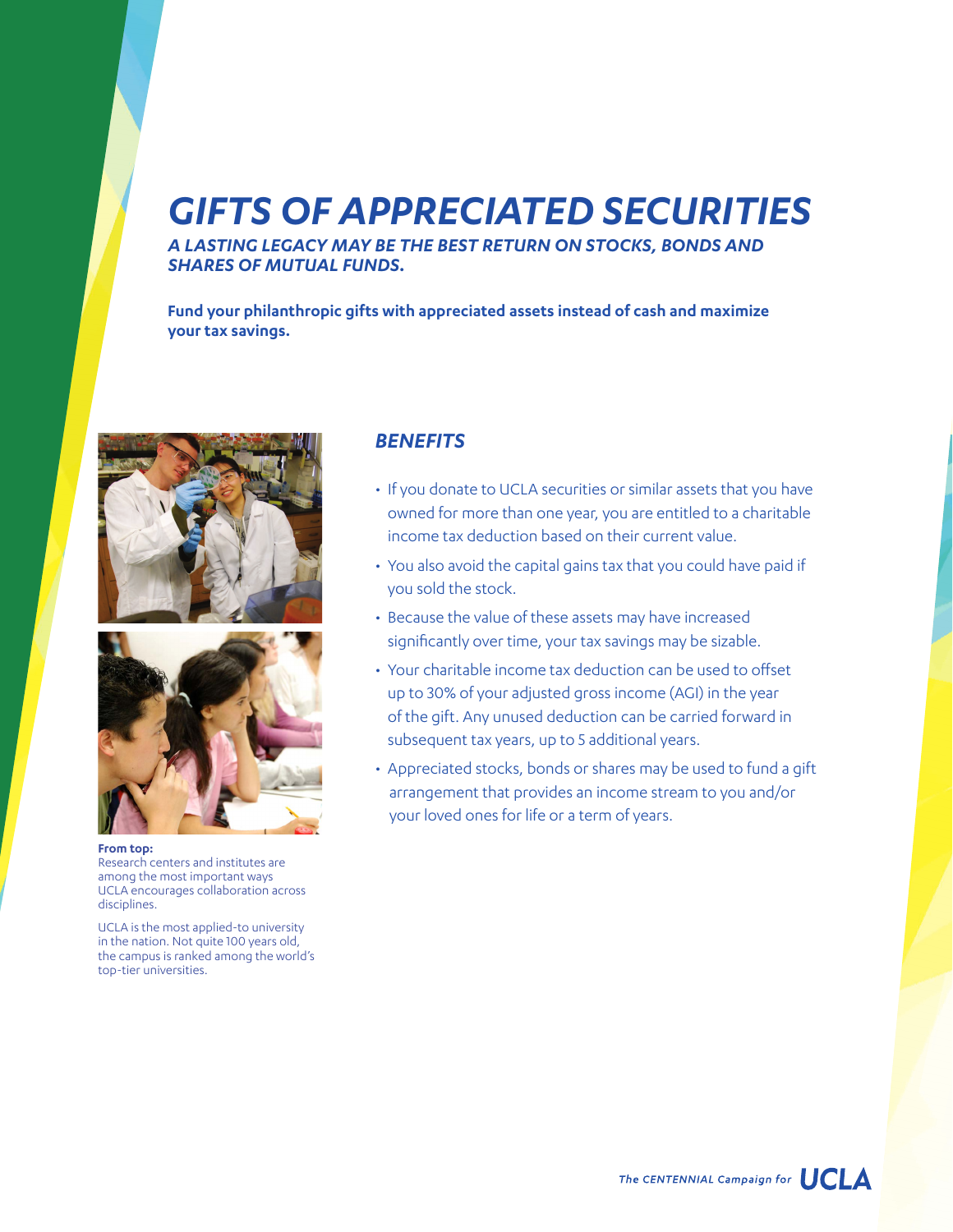# GIFTS OF APPRECIATED SECURITIES

***A LASTING LEGACY MAY BE THE BEST RETURN ON STOCKS, BONDS AND SHARES OF MUTUAL FUNDS.***

**Fund your philanthropic gifts with appreciated assets instead of cash and maximize your tax savings.**

**From top:**
Research centers and institutes are among the most important ways UCLA encourages collaboration across disciplines.

UCLA is the most applied-to university in the nation. Not quite 100 years old, the campus is ranked among the world's top-tier universities.

## *BENEFITS*

- If you donate to UCLA securities or similar assets that you have owned for more than one year, you are entitled to a charitable income tax deduction based on their current value.
- You also avoid the capital gains tax that you could have paid if you sold the stock.
- Because the value of these assets may have increased significantly over time, your tax savings may be sizable.
- Your charitable income tax deduction can be used to offset up to 30% of your adjusted gross income (AGI) in the year of the gift. Any unused deduction can be carried forward in subsequent tax years, up to 5 additional years.
- Appreciated stocks, bonds or shares may be used to fund a gift arrangement that provides an income stream to you and/or your loved ones for life or a term of years.

*The CENTENNIAL Campaign for* **UCLA**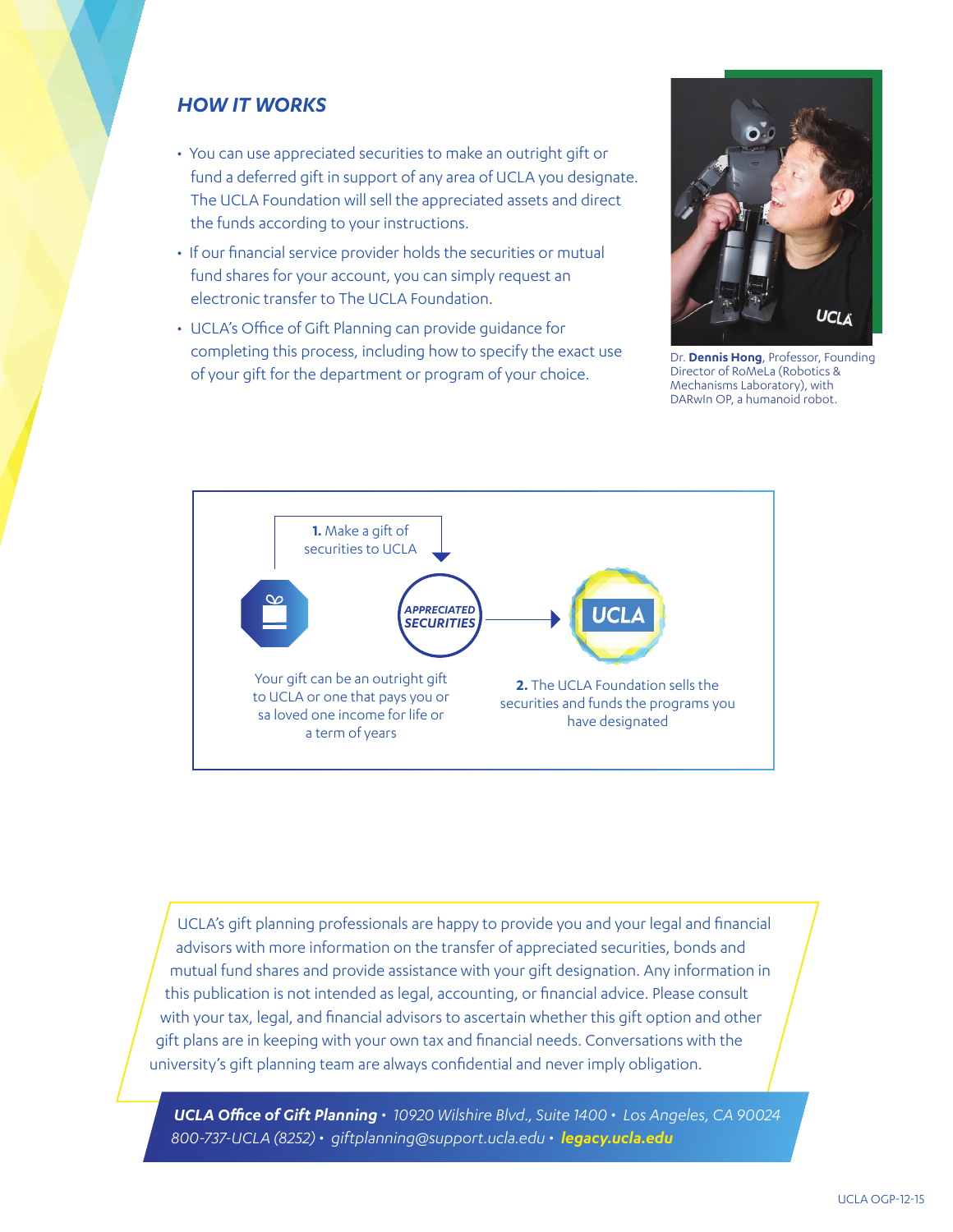## *HOW IT WORKS*

- You can use appreciated securities to make an outright gift or fund a deferred gift in support of any area of UCLA you designate. The UCLA Foundation will sell the appreciated assets and direct the funds according to your instructions.
- If our financial service provider holds the securities or mutual fund shares for your account, you can simply request an electronic transfer to The UCLA Foundation.
- UCLA's Office of Gift Planning can provide guidance for completing this process, including how to specify the exact use of your gift for the department or program of your choice.

Dr. **Dennis Hong**, Professor, Founding Director of RoMeLa (Robotics & Mechanisms Laboratory), with DARwIn OP, a humanoid robot.

**1.** Make a gift of securities to UCLA

*APPRECIATED SECURITIES*

UCLA

Your gift can be an outright gift to UCLA or one that pays you or sa loved one income for life or a term of years

**2.** The UCLA Foundation sells the securities and funds the programs you have designated

UCLA's gift planning professionals are happy to provide you and your legal and financial advisors with more information on the transfer of appreciated securities, bonds and mutual fund shares and provide assistance with your gift designation. Any information in this publication is not intended as legal, accounting, or financial advice. Please consult with your tax, legal, and financial advisors to ascertain whether this gift option and other gift plans are in keeping with your own tax and financial needs. Conversations with the university's gift planning team are always confidential and never imply obligation.

***UCLA Office of Gift Planning*** • *10920 Wilshire Blvd., Suite 1400* • *Los Angeles, CA 90024*
*800-737-UCLA (8252)* • *giftplanning@support.ucla.edu* • ***legacy.ucla.edu***

UCLA OGP-12-15